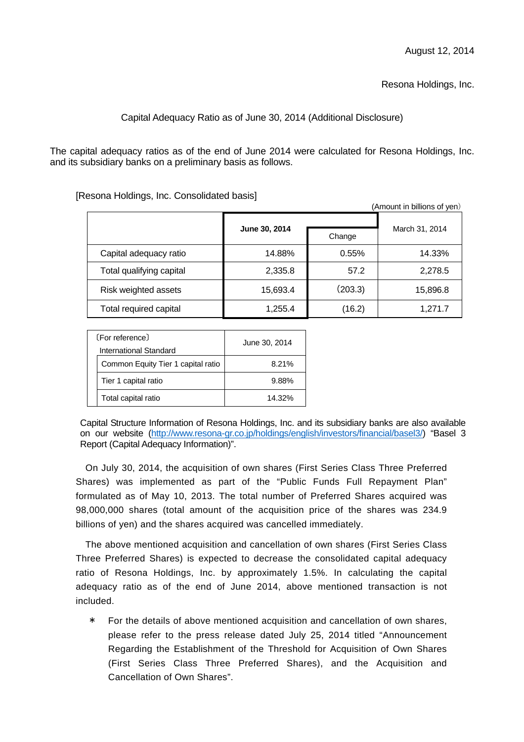August 12, 2014

Resona Holdings, Inc.

# Capital Adequacy Ratio as of June 30, 2014 (Additional Disclosure)

The capital adequacy ratios as of the end of June 2014 were calculated for Resona Holdings, Inc. and its subsidiary banks on a preliminary basis as follows.

[Resona Holdings, Inc. Consolidated basis]

(Amount in billions of yen)

| | **June 30, 2014** | Change | March 31, 2014 |
|---|---|---|---|
| Capital adequacy ratio | 14.88% | 0.55% | 14.33% |
| Total qualifying capital | 2,335.8 | 57.2 | 2,278.5 |
| Risk weighted assets | 15,693.4 | (203.3) | 15,896.8 |
| Total required capital | 1,255.4 | (16.2) | 1,271.7 |

| 〔For reference〕 International Standard | June 30, 2014 |
|---|---|
| Common Equity Tier 1 capital ratio | 8.21% |
| Tier 1 capital ratio | 9.88% |
| Total capital ratio | 14.32% |

Capital Structure Information of Resona Holdings, Inc. and its subsidiary banks are also available on our website (http://www.resona-gr.co.jp/holdings/english/investors/financial/basel3/) "Basel 3 Report (Capital Adequacy Information)".

On July 30, 2014, the acquisition of own shares (First Series Class Three Preferred Shares) was implemented as part of the "Public Funds Full Repayment Plan" formulated as of May 10, 2013. The total number of Preferred Shares acquired was 98,000,000 shares (total amount of the acquisition price of the shares was 234.9 billions of yen) and the shares acquired was cancelled immediately.

The above mentioned acquisition and cancellation of own shares (First Series Class Three Preferred Shares) is expected to decrease the consolidated capital adequacy ratio of Resona Holdings, Inc. by approximately 1.5%. In calculating the capital adequacy ratio as of the end of June 2014, above mentioned transaction is not included.

＊ For the details of above mentioned acquisition and cancellation of own shares, please refer to the press release dated July 25, 2014 titled "Announcement Regarding the Establishment of the Threshold for Acquisition of Own Shares (First Series Class Three Preferred Shares), and the Acquisition and Cancellation of Own Shares".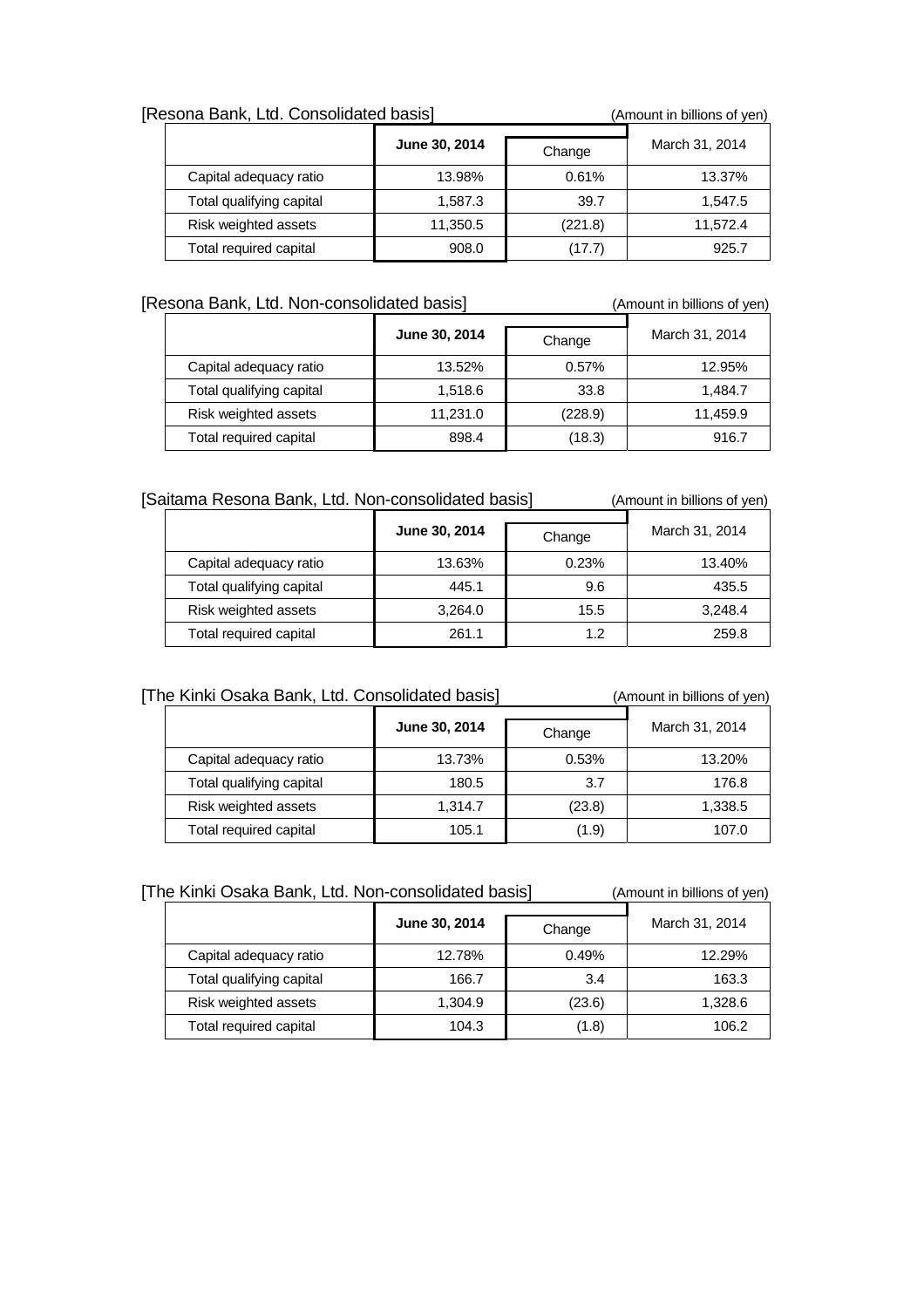[Resona Bank, Ltd. Consolidated basis] (Amount in billions of yen)

| | June 30, 2014 | Change | March 31, 2014 |
|---|---|---|---|
| Capital adequacy ratio | 13.98% | 0.61% | 13.37% |
| Total qualifying capital | 1,587.3 | 39.7 | 1,547.5 |
| Risk weighted assets | 11,350.5 | (221.8) | 11,572.4 |
| Total required capital | 908.0 | (17.7) | 925.7 |

[Resona Bank, Ltd. Non-consolidated basis] (Amount in billions of yen)

| | June 30, 2014 | Change | March 31, 2014 |
|---|---|---|---|
| Capital adequacy ratio | 13.52% | 0.57% | 12.95% |
| Total qualifying capital | 1,518.6 | 33.8 | 1,484.7 |
| Risk weighted assets | 11,231.0 | (228.9) | 11,459.9 |
| Total required capital | 898.4 | (18.3) | 916.7 |

[Saitama Resona Bank, Ltd. Non-consolidated basis] (Amount in billions of yen)

| | June 30, 2014 | Change | March 31, 2014 |
|---|---|---|---|
| Capital adequacy ratio | 13.63% | 0.23% | 13.40% |
| Total qualifying capital | 445.1 | 9.6 | 435.5 |
| Risk weighted assets | 3,264.0 | 15.5 | 3,248.4 |
| Total required capital | 261.1 | 1.2 | 259.8 |

[The Kinki Osaka Bank, Ltd. Consolidated basis] (Amount in billions of yen)

| | June 30, 2014 | Change | March 31, 2014 |
|---|---|---|---|
| Capital adequacy ratio | 13.73% | 0.53% | 13.20% |
| Total qualifying capital | 180.5 | 3.7 | 176.8 |
| Risk weighted assets | 1,314.7 | (23.8) | 1,338.5 |
| Total required capital | 105.1 | (1.9) | 107.0 |

[The Kinki Osaka Bank, Ltd. Non-consolidated basis] (Amount in billions of yen)

| | June 30, 2014 | Change | March 31, 2014 |
|---|---|---|---|
| Capital adequacy ratio | 12.78% | 0.49% | 12.29% |
| Total qualifying capital | 166.7 | 3.4 | 163.3 |
| Risk weighted assets | 1,304.9 | (23.6) | 1,328.6 |
| Total required capital | 104.3 | (1.8) | 106.2 |